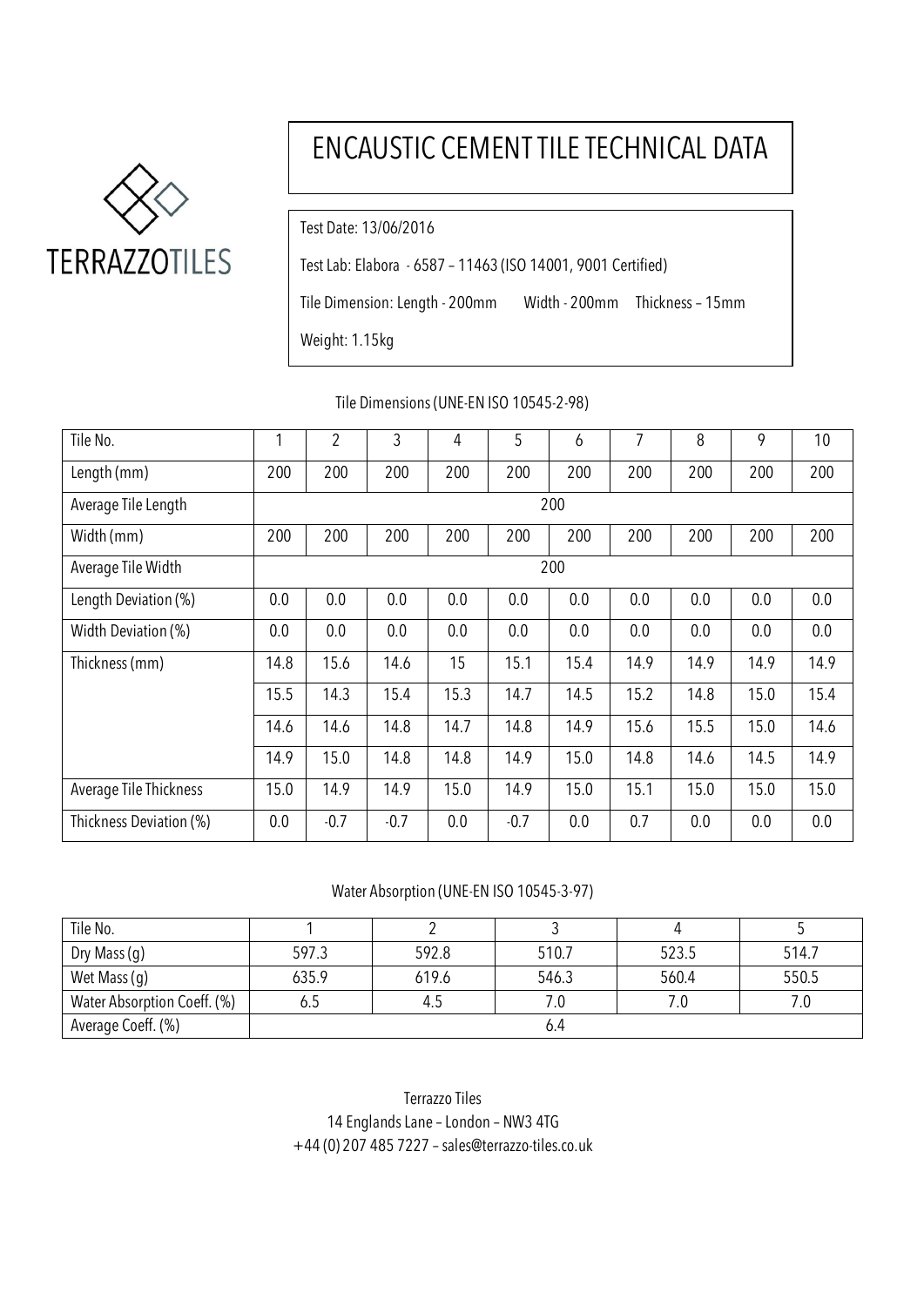TERRAZZOTILES

# ENCAUSTIC CEMENT TILE TECHNICAL DATA

Test Date: 13/06/2016

Test Lab: Elabora - 6587 – 11463 (ISO 14001, 9001 Certified)

Tile Dimension: Length - 200mm    Width - 200mm    Thickness – 15mm

Weight: 1.15kg

Tile Dimensions (UNE-EN ISO 10545-2-98)

| Tile No. | 1 | 2 | 3 | 4 | 5 | 6 | 7 | 8 | 9 | 10 |
|---|---|---|---|---|---|---|---|---|---|---|
| Length (mm) | 200 | 200 | 200 | 200 | 200 | 200 | 200 | 200 | 200 | 200 |
| Average Tile Length | 200 | | | | | | | | | |
| Width (mm) | 200 | 200 | 200 | 200 | 200 | 200 | 200 | 200 | 200 | 200 |
| Average Tile Width | 200 | | | | | | | | | |
| Length Deviation (%) | 0.0 | 0.0 | 0.0 | 0.0 | 0.0 | 0.0 | 0.0 | 0.0 | 0.0 | 0.0 |
| Width Deviation (%) | 0.0 | 0.0 | 0.0 | 0.0 | 0.0 | 0.0 | 0.0 | 0.0 | 0.0 | 0.0 |
| Thickness (mm) | 14.8 | 15.6 | 14.6 | 15 | 15.1 | 15.4 | 14.9 | 14.9 | 14.9 | 14.9 |
| | 15.5 | 14.3 | 15.4 | 15.3 | 14.7 | 14.5 | 15.2 | 14.8 | 15.0 | 15.4 |
| | 14.6 | 14.6 | 14.8 | 14.7 | 14.8 | 14.9 | 15.6 | 15.5 | 15.0 | 14.6 |
| | 14.9 | 15.0 | 14.8 | 14.8 | 14.9 | 15.0 | 14.8 | 14.6 | 14.5 | 14.9 |
| Average Tile Thickness | 15.0 | 14.9 | 14.9 | 15.0 | 14.9 | 15.0 | 15.1 | 15.0 | 15.0 | 15.0 |
| Thickness Deviation (%) | 0.0 | -0.7 | -0.7 | 0.0 | -0.7 | 0.0 | 0.7 | 0.0 | 0.0 | 0.0 |

Water Absorption (UNE-EN ISO 10545-3-97)

| Tile No. | 1 | 2 | 3 | 4 | 5 |
|---|---|---|---|---|---|
| Dry Mass (g) | 597.3 | 592.8 | 510.7 | 523.5 | 514.7 |
| Wet Mass (g) | 635.9 | 619.6 | 546.3 | 560.4 | 550.5 |
| Water Absorption Coeff. (%) | 6.5 | 4.5 | 7.0 | 7.0 | 7.0 |
| Average Coeff. (%) | 6.4 | | | | |

Terrazzo Tiles
14 Englands Lane – London – NW3 4TG
+44 (0) 207 485 7227 – sales@terrazzo-tiles.co.uk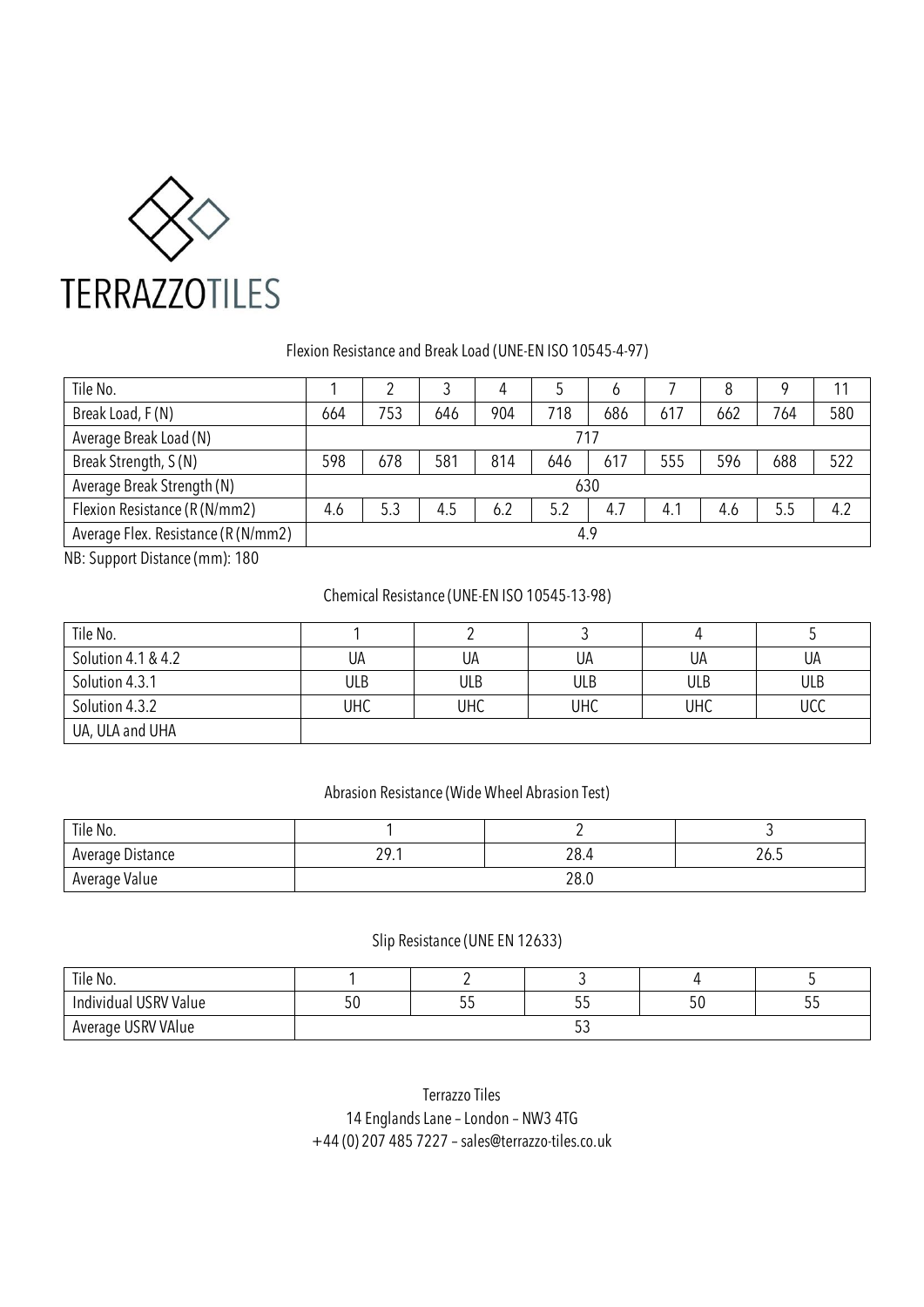TERRAZZOTILES

Flexion Resistance and Break Load (UNE-EN ISO 10545-4-97)

| Tile No. | 1 | 2 | 3 | 4 | 5 | 6 | 7 | 8 | 9 | 11 |
|---|---|---|---|---|---|---|---|---|---|---|
| Break Load, F (N) | 664 | 753 | 646 | 904 | 718 | 686 | 617 | 662 | 764 | 580 |
| Average Break Load (N) | 717 | | | | | | | | | |
| Break Strength, S (N) | 598 | 678 | 581 | 814 | 646 | 617 | 555 | 596 | 688 | 522 |
| Average Break Strength (N) | 630 | | | | | | | | | |
| Flexion Resistance (R (N/mm2) | 4.6 | 5.3 | 4.5 | 6.2 | 5.2 | 4.7 | 4.1 | 4.6 | 5.5 | 4.2 |
| Average Flex. Resistance (R (N/mm2) | 4.9 | | | | | | | | | |

NB: Support Distance (mm): 180

Chemical Resistance (UNE-EN ISO 10545-13-98)

| Tile No. | 1 | 2 | 3 | 4 | 5 |
|---|---|---|---|---|---|
| Solution 4.1 & 4.2 | UA | UA | UA | UA | UA |
| Solution 4.3.1 | ULB | ULB | ULB | ULB | ULB |
| Solution 4.3.2 | UHC | UHC | UHC | UHC | UCC |
| UA, ULA and UHA | | | | | |

Abrasion Resistance (Wide Wheel Abrasion Test)

| Tile No. | 1 | 2 | 3 |
|---|---|---|---|
| Average Distance | 29.1 | 28.4 | 26.5 |
| Average Value | 28.0 | | |

Slip Resistance (UNE EN 12633)

| Tile No. | 1 | 2 | 3 | 4 | 5 |
|---|---|---|---|---|---|
| Individual USRV Value | 50 | 55 | 55 | 50 | 55 |
| Average USRV VAlue | 53 | | | | |

Terrazzo Tiles
14 Englands Lane – London – NW3 4TG
+44 (0) 207 485 7227 – sales@terrazzo-tiles.co.uk